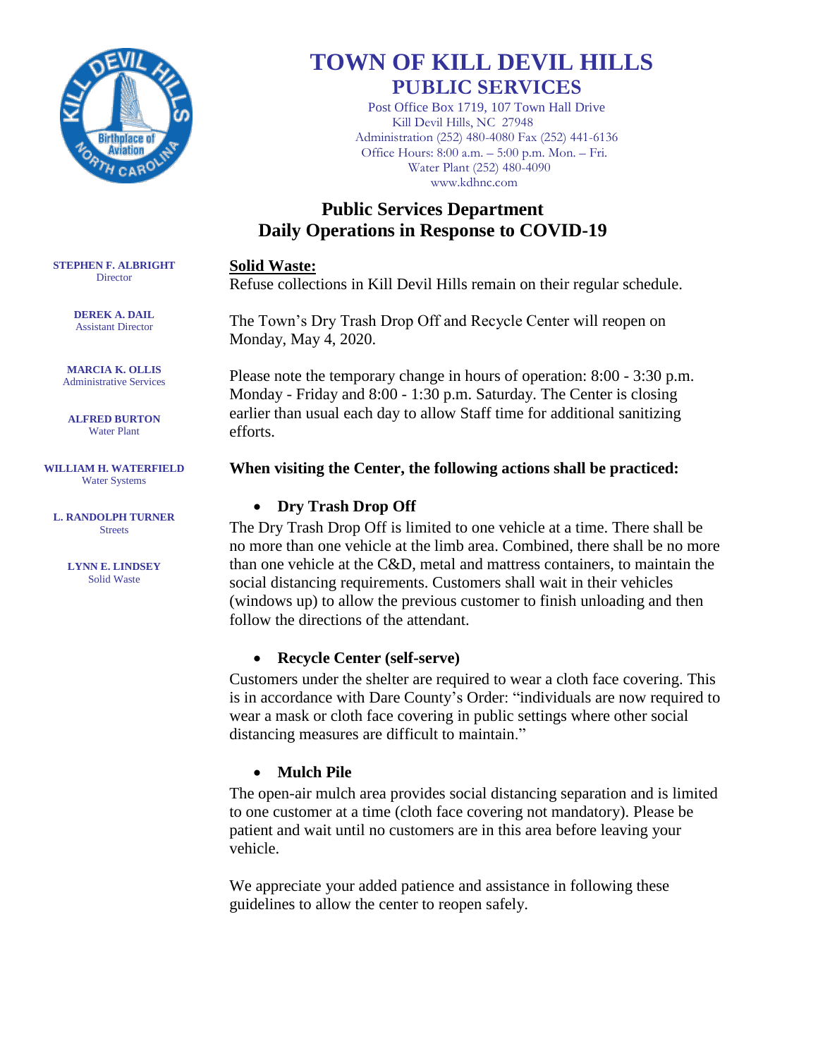# TOWN OF KILL DEVIL HILLS

## PUBLIC SERVICES

Post Office Box 1719, 107 Town Hall Drive
Kill Devil Hills, NC 27948
Administration (252) 480-4080 Fax (252) 441-6136
Office Hours: 8:00 a.m. – 5:00 p.m. Mon. – Fri.
Water Plant (252) 480-4090
www.kdhnc.com

**STEPHEN F. ALBRIGHT**
Director

**DEREK A. DAIL**
Assistant Director

**MARCIA K. OLLIS**
Administrative Services

**ALFRED BURTON**
Water Plant

**WILLIAM H. WATERFIELD**
Water Systems

**L. RANDOLPH TURNER**
Streets

**LYNN E. LINDSEY**
Solid Waste

## Public Services Department Daily Operations in Response to COVID-19

**Solid Waste:**

Refuse collections in Kill Devil Hills remain on their regular schedule.

The Town's Dry Trash Drop Off and Recycle Center will reopen on Monday, May 4, 2020.

Please note the temporary change in hours of operation: 8:00 - 3:30 p.m. Monday - Friday and 8:00 - 1:30 p.m. Saturday. The Center is closing earlier than usual each day to allow Staff time for additional sanitizing efforts.

**When visiting the Center, the following actions shall be practiced:**

- **Dry Trash Drop Off**

The Dry Trash Drop Off is limited to one vehicle at a time. There shall be no more than one vehicle at the limb area. Combined, there shall be no more than one vehicle at the C&D, metal and mattress containers, to maintain the social distancing requirements. Customers shall wait in their vehicles (windows up) to allow the previous customer to finish unloading and then follow the directions of the attendant.

- **Recycle Center (self-serve)**

Customers under the shelter are required to wear a cloth face covering. This is in accordance with Dare County's Order: "individuals are now required to wear a mask or cloth face covering in public settings where other social distancing measures are difficult to maintain."

- **Mulch Pile**

The open-air mulch area provides social distancing separation and is limited to one customer at a time (cloth face covering not mandatory). Please be patient and wait until no customers are in this area before leaving your vehicle.

We appreciate your added patience and assistance in following these guidelines to allow the center to reopen safely.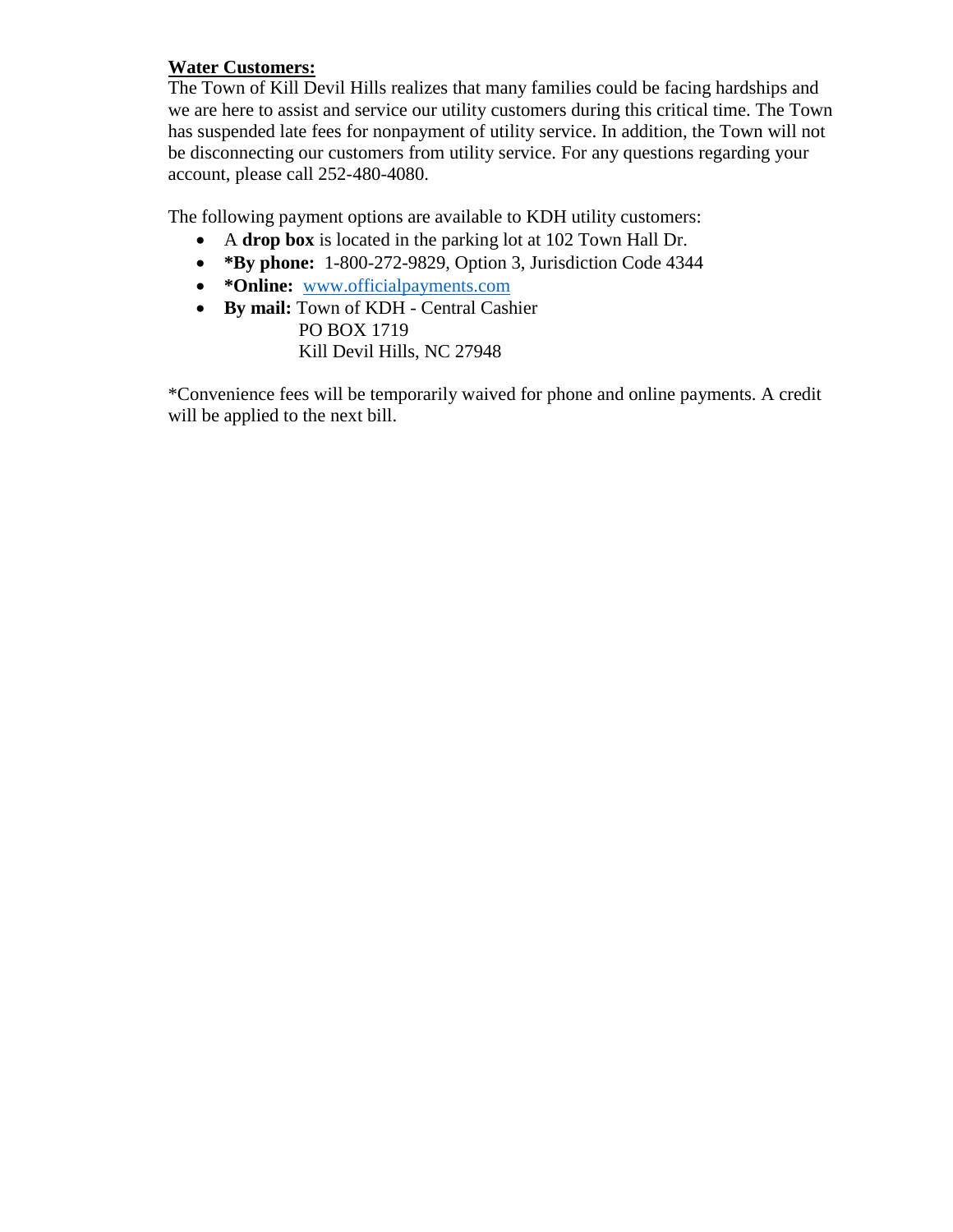**<u>Water Customers:</u>**

The Town of Kill Devil Hills realizes that many families could be facing hardships and we are here to assist and service our utility customers during this critical time. The Town has suspended late fees for nonpayment of utility service. In addition, the Town will not be disconnecting our customers from utility service. For any questions regarding your account, please call 252-480-4080.

The following payment options are available to KDH utility customers:

- A **drop box** is located in the parking lot at 102 Town Hall Dr.
- ***By phone:** 1-800-272-9829, Option 3, Jurisdiction Code 4344
- ***Online:** [www.officialpayments.com](http://www.officialpayments.com)
- **By mail:** Town of KDH - Central Cashier  
  PO BOX 1719  
  Kill Devil Hills, NC 27948

*Convenience fees will be temporarily waived for phone and online payments. A credit will be applied to the next bill.